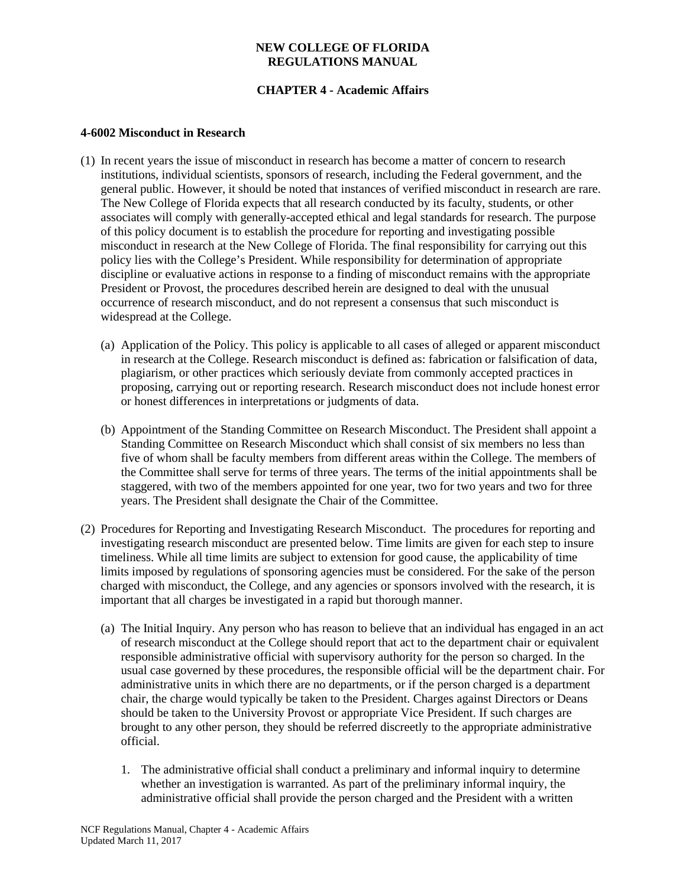**NEW COLLEGE OF FLORIDA**
**REGULATIONS MANUAL**

**CHAPTER 4 - Academic Affairs**

**4-6002 Misconduct in Research**

(1) In recent years the issue of misconduct in research has become a matter of concern to research institutions, individual scientists, sponsors of research, including the Federal government, and the general public. However, it should be noted that instances of verified misconduct in research are rare. The New College of Florida expects that all research conducted by its faculty, students, or other associates will comply with generally-accepted ethical and legal standards for research. The purpose of this policy document is to establish the procedure for reporting and investigating possible misconduct in research at the New College of Florida. The final responsibility for carrying out this policy lies with the College's President. While responsibility for determination of appropriate discipline or evaluative actions in response to a finding of misconduct remains with the appropriate President or Provost, the procedures described herein are designed to deal with the unusual occurrence of research misconduct, and do not represent a consensus that such misconduct is widespread at the College.

(a) Application of the Policy. This policy is applicable to all cases of alleged or apparent misconduct in research at the College. Research misconduct is defined as: fabrication or falsification of data, plagiarism, or other practices which seriously deviate from commonly accepted practices in proposing, carrying out or reporting research. Research misconduct does not include honest error or honest differences in interpretations or judgments of data.

(b) Appointment of the Standing Committee on Research Misconduct. The President shall appoint a Standing Committee on Research Misconduct which shall consist of six members no less than five of whom shall be faculty members from different areas within the College. The members of the Committee shall serve for terms of three years. The terms of the initial appointments shall be staggered, with two of the members appointed for one year, two for two years and two for three years. The President shall designate the Chair of the Committee.

(2) Procedures for Reporting and Investigating Research Misconduct. The procedures for reporting and investigating research misconduct are presented below. Time limits are given for each step to insure timeliness. While all time limits are subject to extension for good cause, the applicability of time limits imposed by regulations of sponsoring agencies must be considered. For the sake of the person charged with misconduct, the College, and any agencies or sponsors involved with the research, it is important that all charges be investigated in a rapid but thorough manner.

(a) The Initial Inquiry. Any person who has reason to believe that an individual has engaged in an act of research misconduct at the College should report that act to the department chair or equivalent responsible administrative official with supervisory authority for the person so charged. In the usual case governed by these procedures, the responsible official will be the department chair. For administrative units in which there are no departments, or if the person charged is a department chair, the charge would typically be taken to the President. Charges against Directors or Deans should be taken to the University Provost or appropriate Vice President. If such charges are brought to any other person, they should be referred discreetly to the appropriate administrative official.

1. The administrative official shall conduct a preliminary and informal inquiry to determine whether an investigation is warranted. As part of the preliminary informal inquiry, the administrative official shall provide the person charged and the President with a written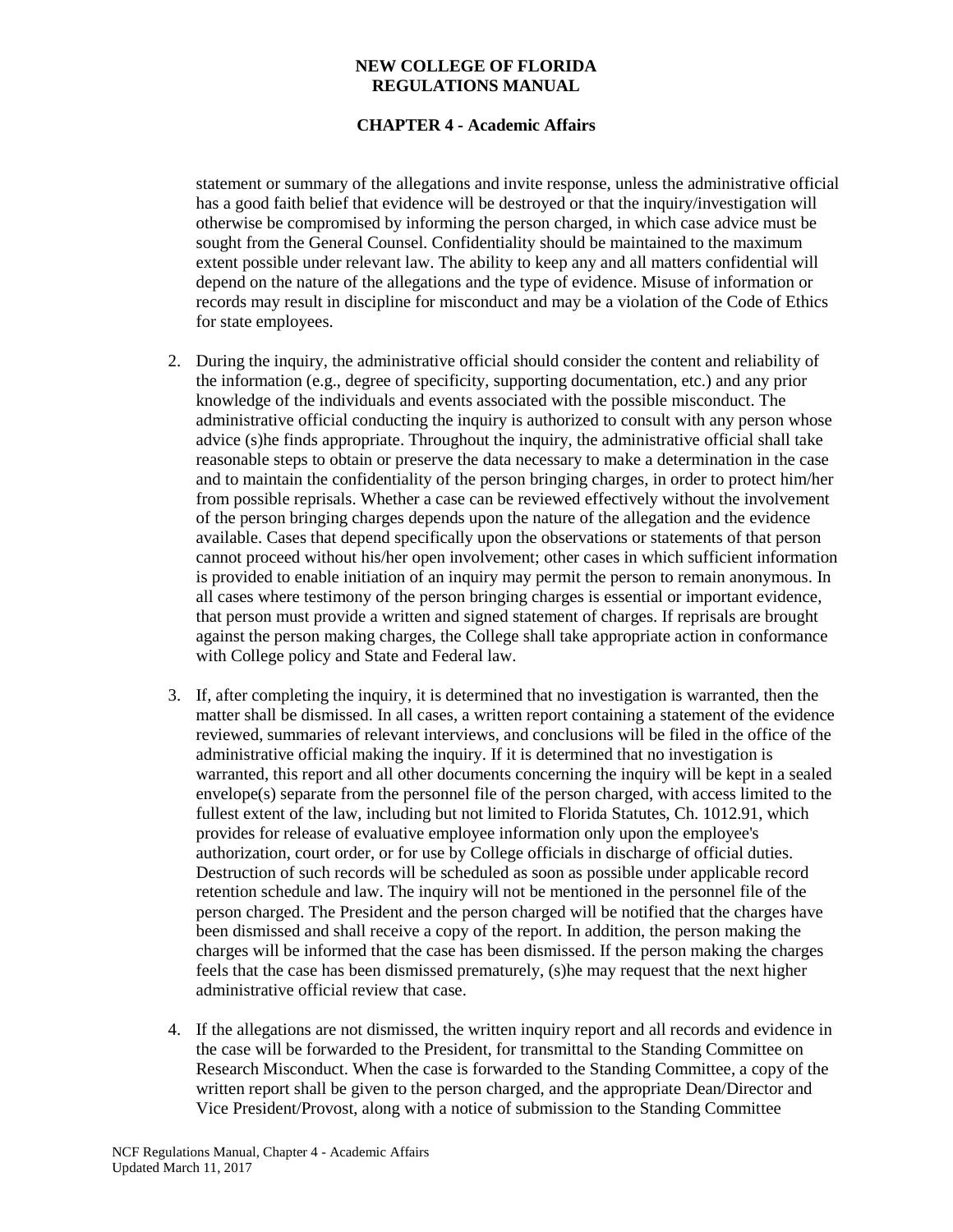statement or summary of the allegations and invite response, unless the administrative official has a good faith belief that evidence will be destroyed or that the inquiry/investigation will otherwise be compromised by informing the person charged, in which case advice must be sought from the General Counsel. Confidentiality should be maintained to the maximum extent possible under relevant law. The ability to keep any and all matters confidential will depend on the nature of the allegations and the type of evidence. Misuse of information or records may result in discipline for misconduct and may be a violation of the Code of Ethics for state employees.

2. During the inquiry, the administrative official should consider the content and reliability of the information (e.g., degree of specificity, supporting documentation, etc.) and any prior knowledge of the individuals and events associated with the possible misconduct. The administrative official conducting the inquiry is authorized to consult with any person whose advice (s)he finds appropriate. Throughout the inquiry, the administrative official shall take reasonable steps to obtain or preserve the data necessary to make a determination in the case and to maintain the confidentiality of the person bringing charges, in order to protect him/her from possible reprisals. Whether a case can be reviewed effectively without the involvement of the person bringing charges depends upon the nature of the allegation and the evidence available. Cases that depend specifically upon the observations or statements of that person cannot proceed without his/her open involvement; other cases in which sufficient information is provided to enable initiation of an inquiry may permit the person to remain anonymous. In all cases where testimony of the person bringing charges is essential or important evidence, that person must provide a written and signed statement of charges. If reprisals are brought against the person making charges, the College shall take appropriate action in conformance with College policy and State and Federal law.

3. If, after completing the inquiry, it is determined that no investigation is warranted, then the matter shall be dismissed. In all cases, a written report containing a statement of the evidence reviewed, summaries of relevant interviews, and conclusions will be filed in the office of the administrative official making the inquiry. If it is determined that no investigation is warranted, this report and all other documents concerning the inquiry will be kept in a sealed envelope(s) separate from the personnel file of the person charged, with access limited to the fullest extent of the law, including but not limited to Florida Statutes, Ch. 1012.91, which provides for release of evaluative employee information only upon the employee's authorization, court order, or for use by College officials in discharge of official duties. Destruction of such records will be scheduled as soon as possible under applicable record retention schedule and law. The inquiry will not be mentioned in the personnel file of the person charged. The President and the person charged will be notified that the charges have been dismissed and shall receive a copy of the report. In addition, the person making the charges will be informed that the case has been dismissed. If the person making the charges feels that the case has been dismissed prematurely, (s)he may request that the next higher administrative official review that case.

4. If the allegations are not dismissed, the written inquiry report and all records and evidence in the case will be forwarded to the President, for transmittal to the Standing Committee on Research Misconduct. When the case is forwarded to the Standing Committee, a copy of the written report shall be given to the person charged, and the appropriate Dean/Director and Vice President/Provost, along with a notice of submission to the Standing Committee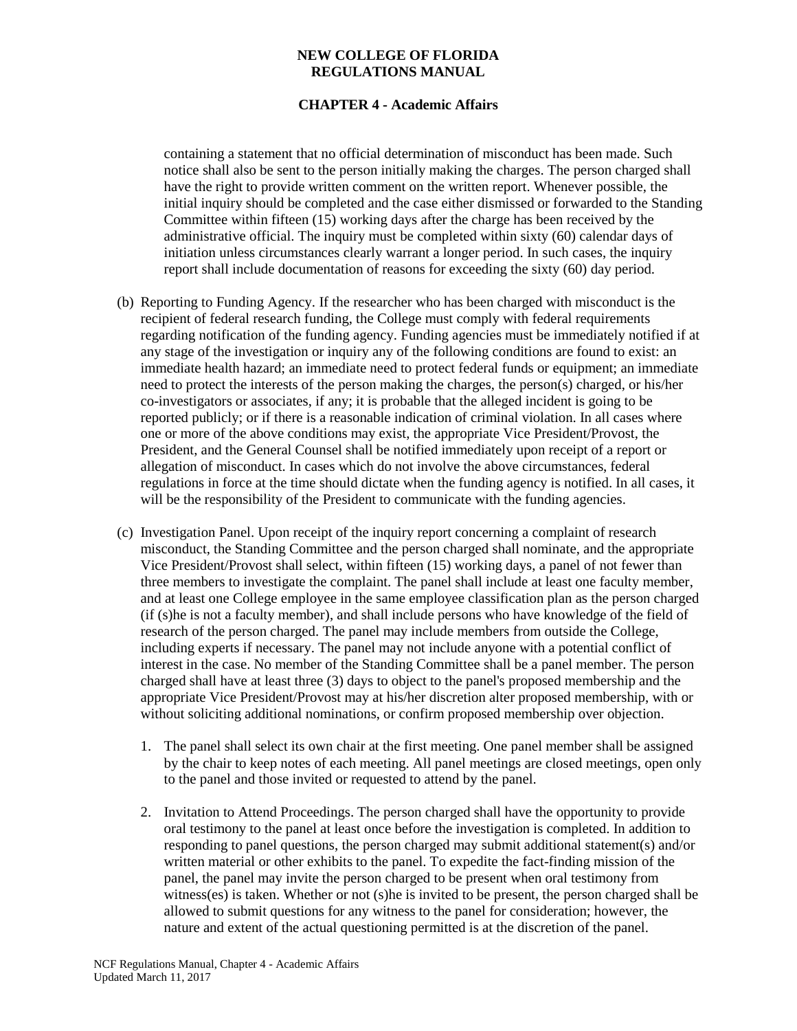containing a statement that no official determination of misconduct has been made. Such notice shall also be sent to the person initially making the charges. The person charged shall have the right to provide written comment on the written report. Whenever possible, the initial inquiry should be completed and the case either dismissed or forwarded to the Standing Committee within fifteen (15) working days after the charge has been received by the administrative official. The inquiry must be completed within sixty (60) calendar days of initiation unless circumstances clearly warrant a longer period. In such cases, the inquiry report shall include documentation of reasons for exceeding the sixty (60) day period.

(b) Reporting to Funding Agency. If the researcher who has been charged with misconduct is the recipient of federal research funding, the College must comply with federal requirements regarding notification of the funding agency. Funding agencies must be immediately notified if at any stage of the investigation or inquiry any of the following conditions are found to exist: an immediate health hazard; an immediate need to protect federal funds or equipment; an immediate need to protect the interests of the person making the charges, the person(s) charged, or his/her co-investigators or associates, if any; it is probable that the alleged incident is going to be reported publicly; or if there is a reasonable indication of criminal violation. In all cases where one or more of the above conditions may exist, the appropriate Vice President/Provost, the President, and the General Counsel shall be notified immediately upon receipt of a report or allegation of misconduct. In cases which do not involve the above circumstances, federal regulations in force at the time should dictate when the funding agency is notified. In all cases, it will be the responsibility of the President to communicate with the funding agencies.

(c) Investigation Panel. Upon receipt of the inquiry report concerning a complaint of research misconduct, the Standing Committee and the person charged shall nominate, and the appropriate Vice President/Provost shall select, within fifteen (15) working days, a panel of not fewer than three members to investigate the complaint. The panel shall include at least one faculty member, and at least one College employee in the same employee classification plan as the person charged (if (s)he is not a faculty member), and shall include persons who have knowledge of the field of research of the person charged. The panel may include members from outside the College, including experts if necessary. The panel may not include anyone with a potential conflict of interest in the case. No member of the Standing Committee shall be a panel member. The person charged shall have at least three (3) days to object to the panel's proposed membership and the appropriate Vice President/Provost may at his/her discretion alter proposed membership, with or without soliciting additional nominations, or confirm proposed membership over objection.

1. The panel shall select its own chair at the first meeting. One panel member shall be assigned by the chair to keep notes of each meeting. All panel meetings are closed meetings, open only to the panel and those invited or requested to attend by the panel.

2. Invitation to Attend Proceedings. The person charged shall have the opportunity to provide oral testimony to the panel at least once before the investigation is completed. In addition to responding to panel questions, the person charged may submit additional statement(s) and/or written material or other exhibits to the panel. To expedite the fact-finding mission of the panel, the panel may invite the person charged to be present when oral testimony from witness(es) is taken. Whether or not (s)he is invited to be present, the person charged shall be allowed to submit questions for any witness to the panel for consideration; however, the nature and extent of the actual questioning permitted is at the discretion of the panel.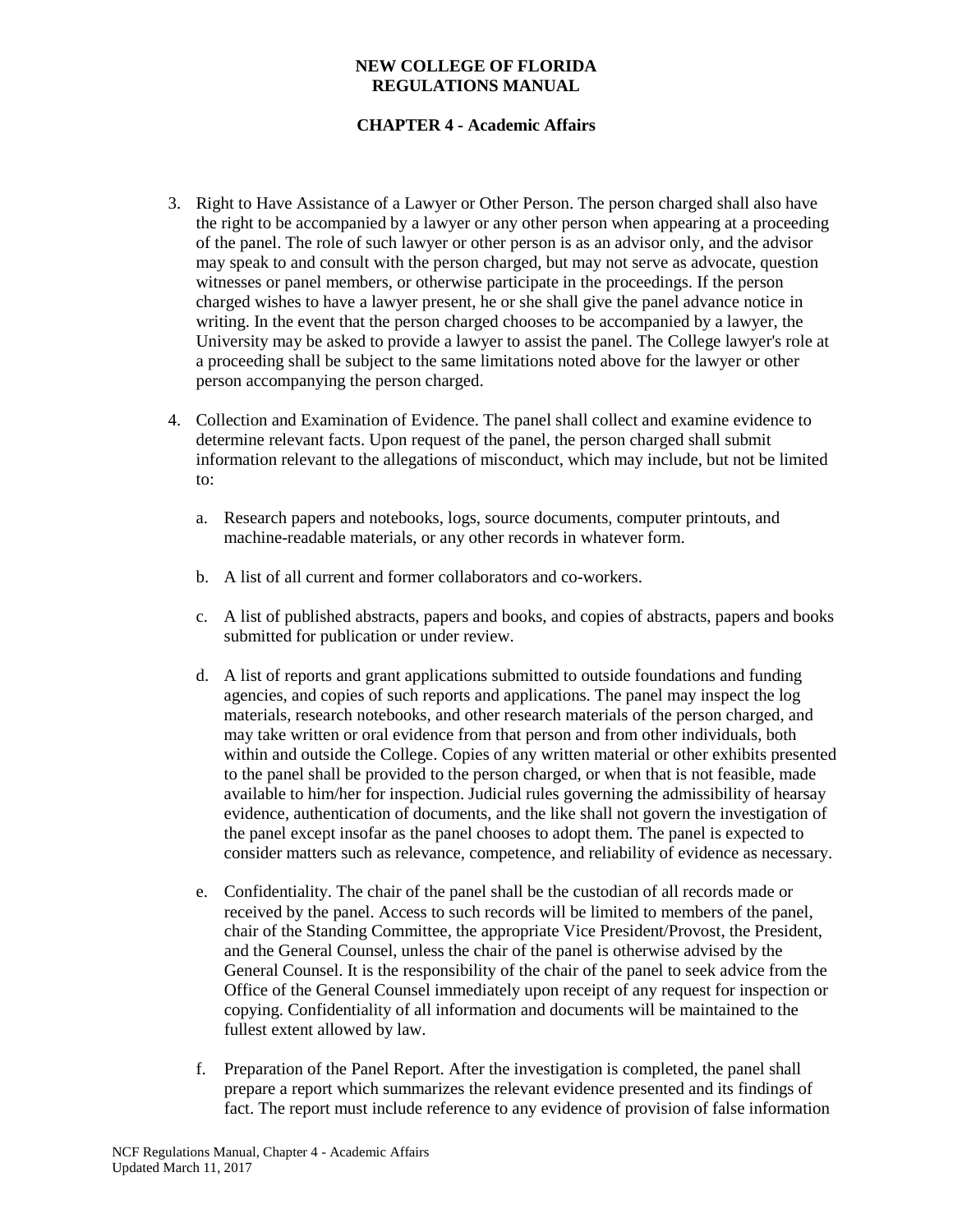3. Right to Have Assistance of a Lawyer or Other Person. The person charged shall also have the right to be accompanied by a lawyer or any other person when appearing at a proceeding of the panel. The role of such lawyer or other person is as an advisor only, and the advisor may speak to and consult with the person charged, but may not serve as advocate, question witnesses or panel members, or otherwise participate in the proceedings. If the person charged wishes to have a lawyer present, he or she shall give the panel advance notice in writing. In the event that the person charged chooses to be accompanied by a lawyer, the University may be asked to provide a lawyer to assist the panel. The College lawyer's role at a proceeding shall be subject to the same limitations noted above for the lawyer or other person accompanying the person charged.

4. Collection and Examination of Evidence. The panel shall collect and examine evidence to determine relevant facts. Upon request of the panel, the person charged shall submit information relevant to the allegations of misconduct, which may include, but not be limited to:

   a. Research papers and notebooks, logs, source documents, computer printouts, and machine-readable materials, or any other records in whatever form.

   b. A list of all current and former collaborators and co-workers.

   c. A list of published abstracts, papers and books, and copies of abstracts, papers and books submitted for publication or under review.

   d. A list of reports and grant applications submitted to outside foundations and funding agencies, and copies of such reports and applications. The panel may inspect the log materials, research notebooks, and other research materials of the person charged, and may take written or oral evidence from that person and from other individuals, both within and outside the College. Copies of any written material or other exhibits presented to the panel shall be provided to the person charged, or when that is not feasible, made available to him/her for inspection. Judicial rules governing the admissibility of hearsay evidence, authentication of documents, and the like shall not govern the investigation of the panel except insofar as the panel chooses to adopt them. The panel is expected to consider matters such as relevance, competence, and reliability of evidence as necessary.

   e. Confidentiality. The chair of the panel shall be the custodian of all records made or received by the panel. Access to such records will be limited to members of the panel, chair of the Standing Committee, the appropriate Vice President/Provost, the President, and the General Counsel, unless the chair of the panel is otherwise advised by the General Counsel. It is the responsibility of the chair of the panel to seek advice from the Office of the General Counsel immediately upon receipt of any request for inspection or copying. Confidentiality of all information and documents will be maintained to the fullest extent allowed by law.

   f. Preparation of the Panel Report. After the investigation is completed, the panel shall prepare a report which summarizes the relevant evidence presented and its findings of fact. The report must include reference to any evidence of provision of false information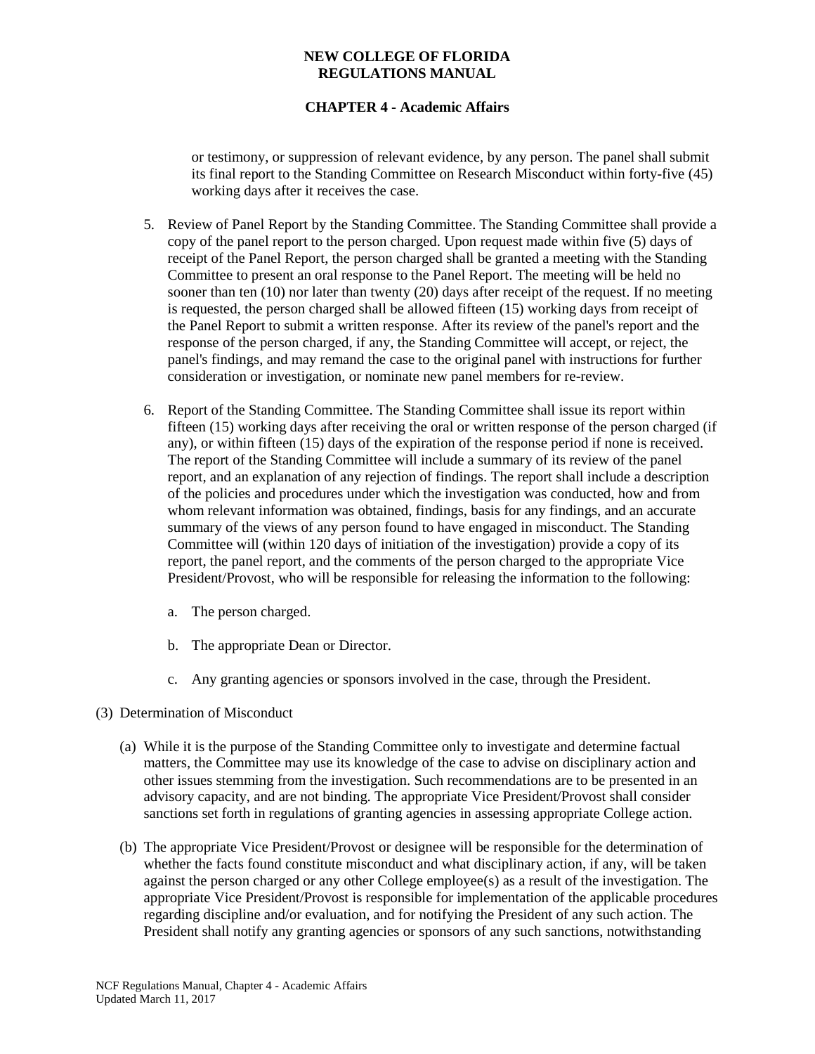or testimony, or suppression of relevant evidence, by any person. The panel shall submit its final report to the Standing Committee on Research Misconduct within forty-five (45) working days after it receives the case.

5. Review of Panel Report by the Standing Committee. The Standing Committee shall provide a copy of the panel report to the person charged. Upon request made within five (5) days of receipt of the Panel Report, the person charged shall be granted a meeting with the Standing Committee to present an oral response to the Panel Report. The meeting will be held no sooner than ten (10) nor later than twenty (20) days after receipt of the request. If no meeting is requested, the person charged shall be allowed fifteen (15) working days from receipt of the Panel Report to submit a written response. After its review of the panel's report and the response of the person charged, if any, the Standing Committee will accept, or reject, the panel's findings, and may remand the case to the original panel with instructions for further consideration or investigation, or nominate new panel members for re-review.

6. Report of the Standing Committee. The Standing Committee shall issue its report within fifteen (15) working days after receiving the oral or written response of the person charged (if any), or within fifteen (15) days of the expiration of the response period if none is received. The report of the Standing Committee will include a summary of its review of the panel report, and an explanation of any rejection of findings. The report shall include a description of the policies and procedures under which the investigation was conducted, how and from whom relevant information was obtained, findings, basis for any findings, and an accurate summary of the views of any person found to have engaged in misconduct. The Standing Committee will (within 120 days of initiation of the investigation) provide a copy of its report, the panel report, and the comments of the person charged to the appropriate Vice President/Provost, who will be responsible for releasing the information to the following:

   a. The person charged.

   b. The appropriate Dean or Director.

   c. Any granting agencies or sponsors involved in the case, through the President.

(3) Determination of Misconduct

(a) While it is the purpose of the Standing Committee only to investigate and determine factual matters, the Committee may use its knowledge of the case to advise on disciplinary action and other issues stemming from the investigation. Such recommendations are to be presented in an advisory capacity, and are not binding. The appropriate Vice President/Provost shall consider sanctions set forth in regulations of granting agencies in assessing appropriate College action.

(b) The appropriate Vice President/Provost or designee will be responsible for the determination of whether the facts found constitute misconduct and what disciplinary action, if any, will be taken against the person charged or any other College employee(s) as a result of the investigation. The appropriate Vice President/Provost is responsible for implementation of the applicable procedures regarding discipline and/or evaluation, and for notifying the President of any such action. The President shall notify any granting agencies or sponsors of any such sanctions, notwithstanding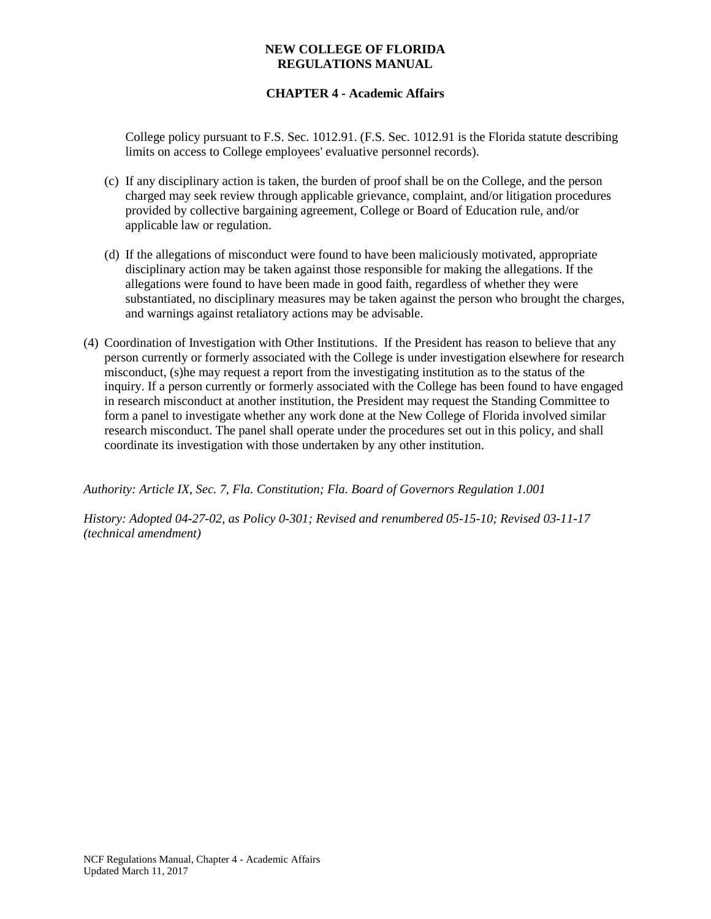College policy pursuant to F.S. Sec. 1012.91. (F.S. Sec. 1012.91 is the Florida statute describing limits on access to College employees' evaluative personnel records).

(c) If any disciplinary action is taken, the burden of proof shall be on the College, and the person charged may seek review through applicable grievance, complaint, and/or litigation procedures provided by collective bargaining agreement, College or Board of Education rule, and/or applicable law or regulation.

(d) If the allegations of misconduct were found to have been maliciously motivated, appropriate disciplinary action may be taken against those responsible for making the allegations. If the allegations were found to have been made in good faith, regardless of whether they were substantiated, no disciplinary measures may be taken against the person who brought the charges, and warnings against retaliatory actions may be advisable.

(4) Coordination of Investigation with Other Institutions. If the President has reason to believe that any person currently or formerly associated with the College is under investigation elsewhere for research misconduct, (s)he may request a report from the investigating institution as to the status of the inquiry. If a person currently or formerly associated with the College has been found to have engaged in research misconduct at another institution, the President may request the Standing Committee to form a panel to investigate whether any work done at the New College of Florida involved similar research misconduct. The panel shall operate under the procedures set out in this policy, and shall coordinate its investigation with those undertaken by any other institution.

*Authority: Article IX, Sec. 7, Fla. Constitution; Fla. Board of Governors Regulation 1.001*

*History: Adopted 04-27-02, as Policy 0-301; Revised and renumbered 05-15-10; Revised 03-11-17 (technical amendment)*